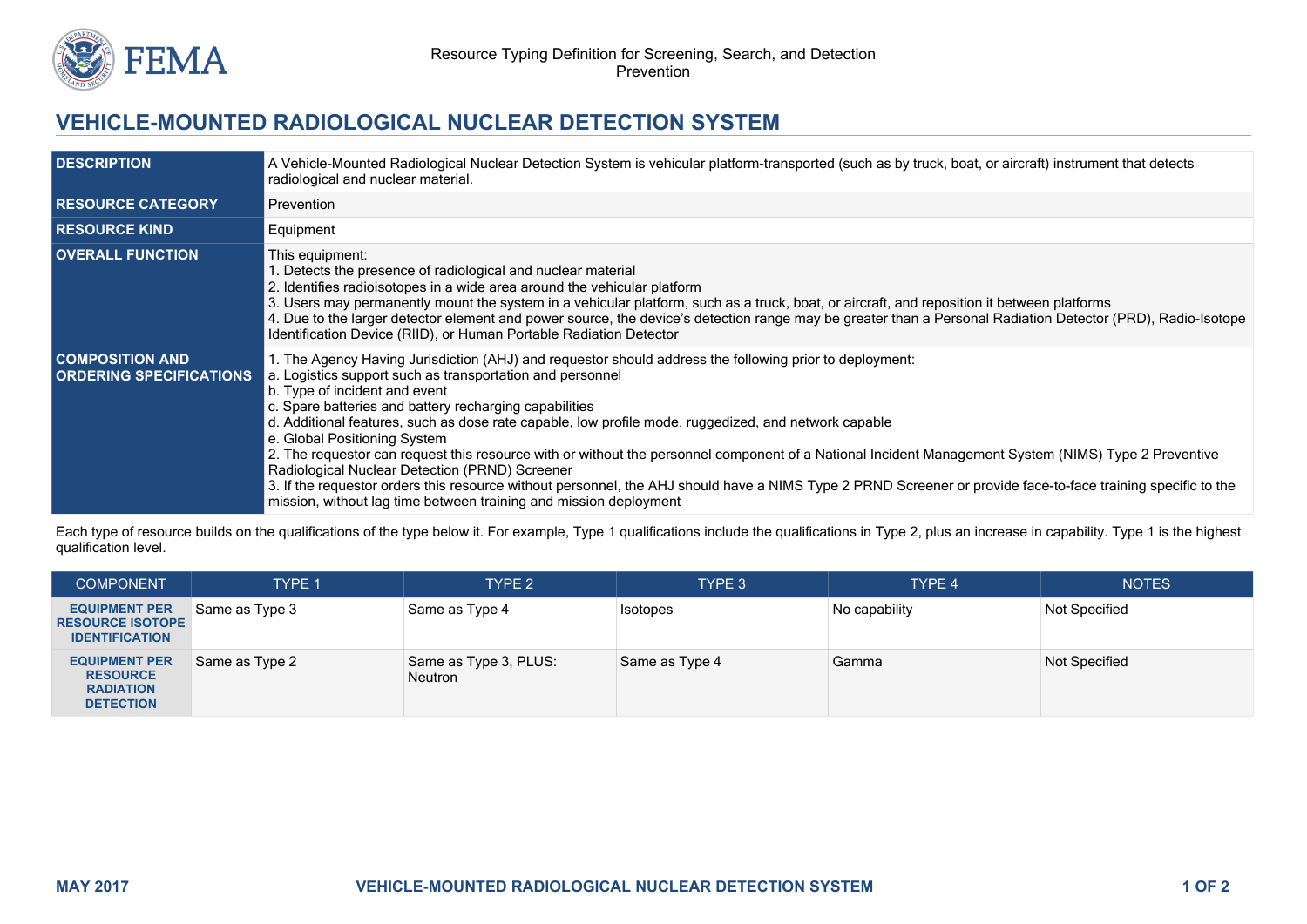Resource Typing Definition for Screening, Search, and Detection
Prevention

# VEHICLE-MOUNTED RADIOLOGICAL NUCLEAR DETECTION SYSTEM

| | |
|---|---|
| **DESCRIPTION** | A Vehicle-Mounted Radiological Nuclear Detection System is vehicular platform-transported (such as by truck, boat, or aircraft) instrument that detects radiological and nuclear material. |
| **RESOURCE CATEGORY** | Prevention |
| **RESOURCE KIND** | Equipment |
| **OVERALL FUNCTION** | This equipment:<br>1. Detects the presence of radiological and nuclear material<br>2. Identifies radioisotopes in a wide area around the vehicular platform<br>3. Users may permanently mount the system in a vehicular platform, such as a truck, boat, or aircraft, and reposition it between platforms<br>4. Due to the larger detector element and power source, the device's detection range may be greater than a Personal Radiation Detector (PRD), Radio-Isotope Identification Device (RIID), or Human Portable Radiation Detector |
| **COMPOSITION AND ORDERING SPECIFICATIONS** | 1. The Agency Having Jurisdiction (AHJ) and requestor should address the following prior to deployment:<br>a. Logistics support such as transportation and personnel<br>b. Type of incident and event<br>c. Spare batteries and battery recharging capabilities<br>d. Additional features, such as dose rate capable, low profile mode, ruggedized, and network capable<br>e. Global Positioning System<br>2. The requestor can request this resource with or without the personnel component of a National Incident Management System (NIMS) Type 2 Preventive Radiological Nuclear Detection (PRND) Screener<br>3. If the requestor orders this resource without personnel, the AHJ should have a NIMS Type 2 PRND Screener or provide face-to-face training specific to the mission, without lag time between training and mission deployment |

Each type of resource builds on the qualifications of the type below it. For example, Type 1 qualifications include the qualifications in Type 2, plus an increase in capability. Type 1 is the highest qualification level.

| COMPONENT | TYPE 1 | TYPE 2 | TYPE 3 | TYPE 4 | NOTES |
|---|---|---|---|---|---|
| **EQUIPMENT PER RESOURCE ISOTOPE IDENTIFICATION** | Same as Type 3 | Same as Type 4 | Isotopes | No capability | Not Specified |
| **EQUIPMENT PER RESOURCE RADIATION DETECTION** | Same as Type 2 | Same as Type 3, PLUS: Neutron | Same as Type 4 | Gamma | Not Specified |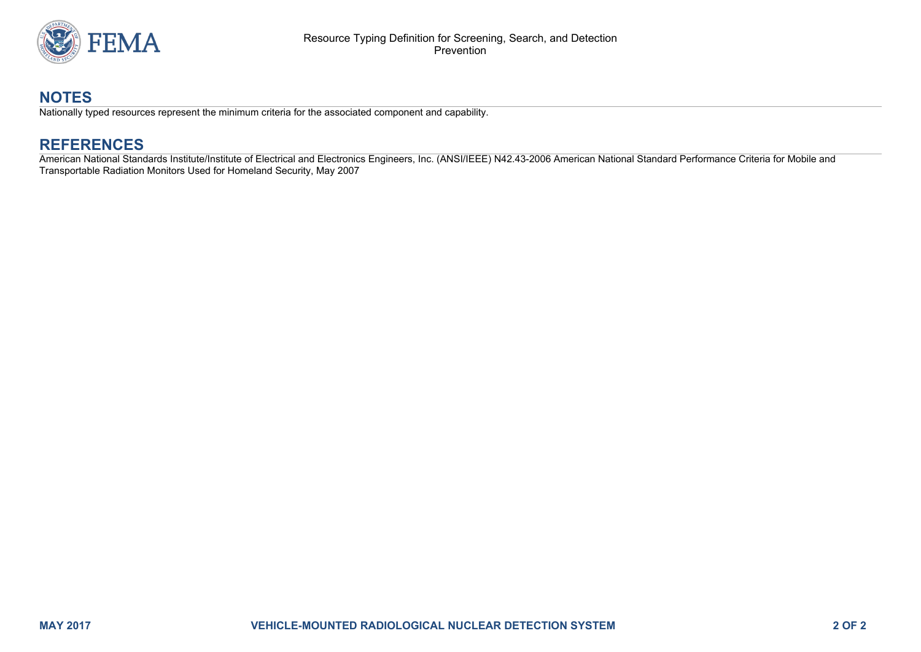## NOTES

Nationally typed resources represent the minimum criteria for the associated component and capability.

## REFERENCES

American National Standards Institute/Institute of Electrical and Electronics Engineers, Inc. (ANSI/IEEE) N42.43-2006 American National Standard Performance Criteria for Mobile and Transportable Radiation Monitors Used for Homeland Security, May 2007